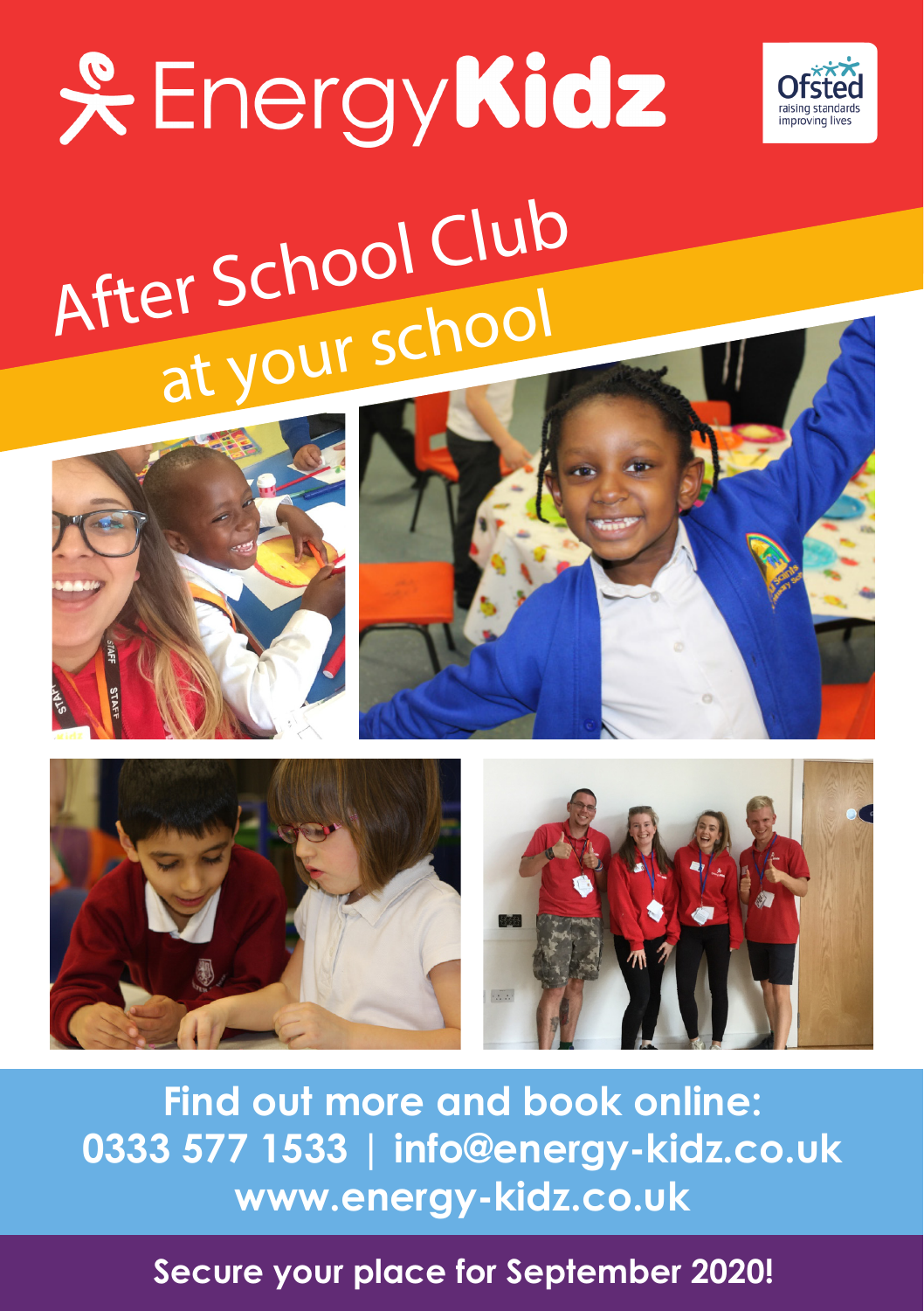# EnergyKidz

Ofsted raising standards improving lives

## After School Club at your school

**Find out more and book online:**
**0333 577 1533 | info@energy-kidz.co.uk**
**www.energy-kidz.co.uk**

**Secure your place for September 2020!**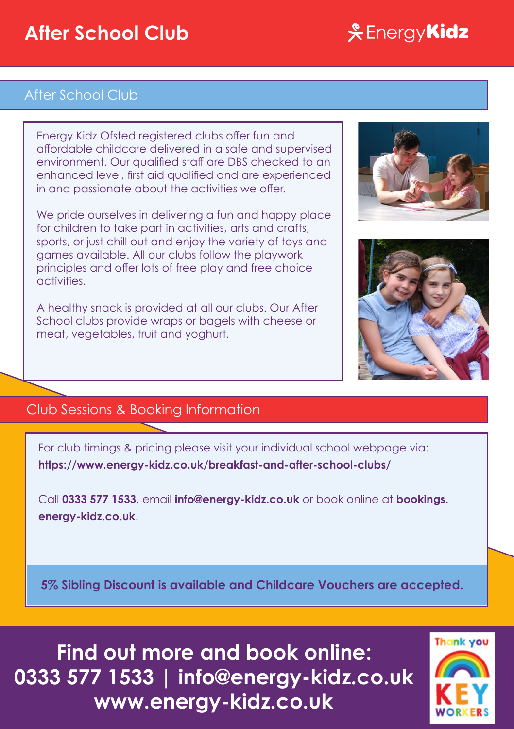# After School Club

EnergyKidz

## After School Club

Energy Kidz Ofsted registered clubs offer fun and affordable childcare delivered in a safe and supervised environment. Our qualified staff are DBS checked to an enhanced level, first aid qualified and are experienced in and passionate about the activities we offer.

We pride ourselves in delivering a fun and happy place for children to take part in activities, arts and crafts, sports, or just chill out and enjoy the variety of toys and games available. All our clubs follow the playwork principles and offer lots of free play and free choice activities.

A healthy snack is provided at all our clubs. Our After School clubs provide wraps or bagels with cheese or meat, vegetables, fruit and yoghurt.

## Club Sessions & Booking Information

For club timings & pricing please visit your individual school webpage via:
**https://www.energy-kidz.co.uk/breakfast-and-after-school-clubs/**

Call **0333 577 1533**, email **info@energy-kidz.co.uk** or book online at **bookings.energy-kidz.co.uk**.

**5% Sibling Discount is available and Childcare Vouchers are accepted.**

**Find out more and book online:**
**0333 577 1533 | info@energy-kidz.co.uk**
**www.energy-kidz.co.uk**

Thank you KEY WORKERS